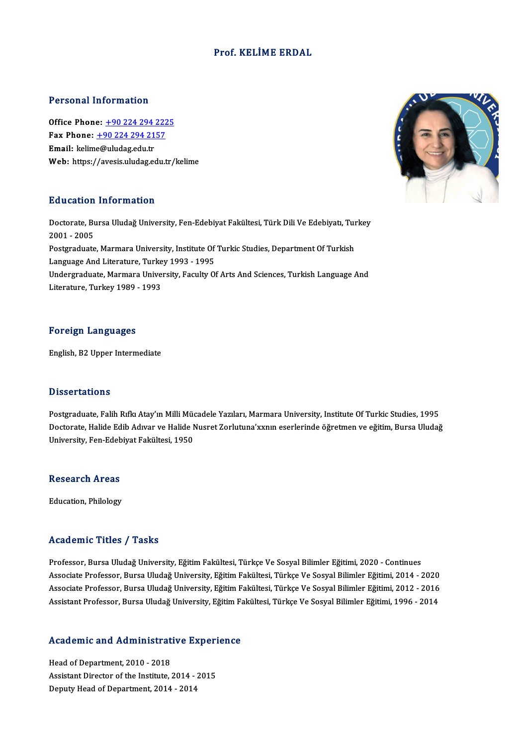# Prof. KELİME ERDAL

## Personal Information

**Office Phone:** +90 224 294 2225
**Fax Phone:** +90 224 294 2157
**Email:** kelime@uludag.edu.tr
**Web:** https://avesis.uludag.edu.tr/kelime

## Education Information

Doctorate, Bursa Uludağ University, Fen-Edebiyat Fakültesi, Türk Dili Ve Edebiyatı, Turkey 2001 - 2005
Postgraduate, Marmara University, Institute Of Turkic Studies, Department Of Turkish Language And Literature, Turkey 1993 - 1995
Undergraduate, Marmara University, Faculty Of Arts And Sciences, Turkish Language And Literature, Turkey 1989 - 1993

## Foreign Languages

English, B2 Upper Intermediate

## Dissertations

Postgraduate, Falih Rıfkı Atay'ın Milli Mücadele Yazıları, Marmara University, Institute Of Turkic Studies, 1995
Doctorate, Halide Edib Adıvar ve Halide Nusret Zorlutuna'xxnın eserlerinde öğretmen ve eğitim, Bursa Uludağ University, Fen-Edebiyat Fakültesi, 1950

## Research Areas

Education, Philology

## Academic Titles / Tasks

Professor, Bursa Uludağ University, Eğitim Fakültesi, Türkçe Ve Sosyal Bilimler Eğitimi, 2020 - Continues
Associate Professor, Bursa Uludağ University, Eğitim Fakültesi, Türkçe Ve Sosyal Bilimler Eğitimi, 2014 - 2020
Associate Professor, Bursa Uludağ University, Eğitim Fakültesi, Türkçe Ve Sosyal Bilimler Eğitimi, 2012 - 2016
Assistant Professor, Bursa Uludağ University, Eğitim Fakültesi, Türkçe Ve Sosyal Bilimler Eğitimi, 1996 - 2014

## Academic and Administrative Experience

Head of Department, 2010 - 2018
Assistant Director of the Institute, 2014 - 2015
Deputy Head of Department, 2014 - 2014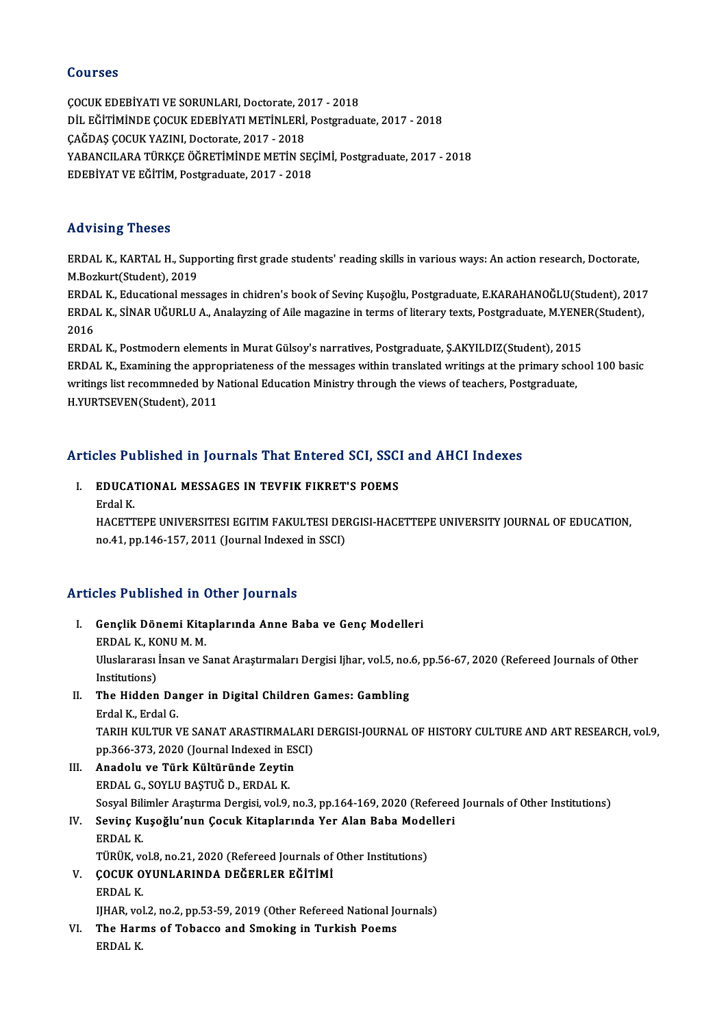## Courses

ÇOCUK EDEBİYATI VE SORUNLARI, Doctorate, 2017 - 2018
DİL EĞİTİMİNDE ÇOCUK EDEBİYATI METİNLERİ, Postgraduate, 2017 - 2018
ÇAĞDAŞ ÇOCUK YAZINI, Doctorate, 2017 - 2018
YABANCILARA TÜRKÇE ÖĞRETİMİNDE METİN SEÇİMİ, Postgraduate, 2017 - 2018
EDEBİYAT VE EĞİTİM, Postgraduate, 2017 - 2018

## Advising Theses

ERDAL K., KARTAL H., Supporting first grade students' reading skills in various ways: An action research, Doctorate, M.Bozkurt(Student), 2019
ERDAL K., Educational messages in chidren's book of Sevinç Kuşoğlu, Postgraduate, E.KARAHANOĞLU(Student), 2017
ERDAL K., SİNAR UĞURLU A., Analayzing of Aile magazine in terms of literary texts, Postgraduate, M.YENER(Student), 2016
ERDAL K., Postmodern elements in Murat Gülsoy's narratives, Postgraduate, Ş.AKYILDIZ(Student), 2015
ERDAL K., Examining the appropriateness of the messages within translated writings at the primary school 100 basic writings list recommneded by National Education Ministry through the views of teachers, Postgraduate, H.YURTSEVEN(Student), 2011

## Articles Published in Journals That Entered SCI, SSCI and AHCI Indexes

I. **EDUCATIONAL MESSAGES IN TEVFIK FIKRET'S POEMS**
   Erdal K.
   HACETTEPE UNIVERSITESI EGITIM FAKULTESI DERGISI-HACETTEPE UNIVERSITY JOURNAL OF EDUCATION, no.41, pp.146-157, 2011 (Journal Indexed in SSCI)

## Articles Published in Other Journals

I. **Gençlik Dönemi Kitaplarında Anne Baba ve Genç Modelleri**
   ERDAL K., KONU M. M.
   Uluslararası İnsan ve Sanat Araştırmaları Dergisi Ijhar, vol.5, no.6, pp.56-67, 2020 (Refereed Journals of Other Institutions)

II. **The Hidden Danger in Digital Children Games: Gambling**
   Erdal K., Erdal G.
   TARIH KULTUR VE SANAT ARASTIRMALARI DERGISI-JOURNAL OF HISTORY CULTURE AND ART RESEARCH, vol.9, pp.366-373, 2020 (Journal Indexed in ESCI)

III. **Anadolu ve Türk Kültüründe Zeytin**
   ERDAL G., SOYLU BAŞTUĞ D., ERDAL K.
   Sosyal Bilimler Araştırma Dergisi, vol.9, no.3, pp.164-169, 2020 (Refereed Journals of Other Institutions)

IV. **Sevinç Kuşoğlu'nun Çocuk Kitaplarında Yer Alan Baba Modelleri**
   ERDAL K.
   TÜRÜK, vol.8, no.21, 2020 (Refereed Journals of Other Institutions)

V. **ÇOCUK OYUNLARINDA DEĞERLER EĞİTİMİ**
   ERDAL K.
   IJHAR, vol.2, no.2, pp.53-59, 2019 (Other Refereed National Journals)

VI. **The Harms of Tobacco and Smoking in Turkish Poems**
   ERDAL K.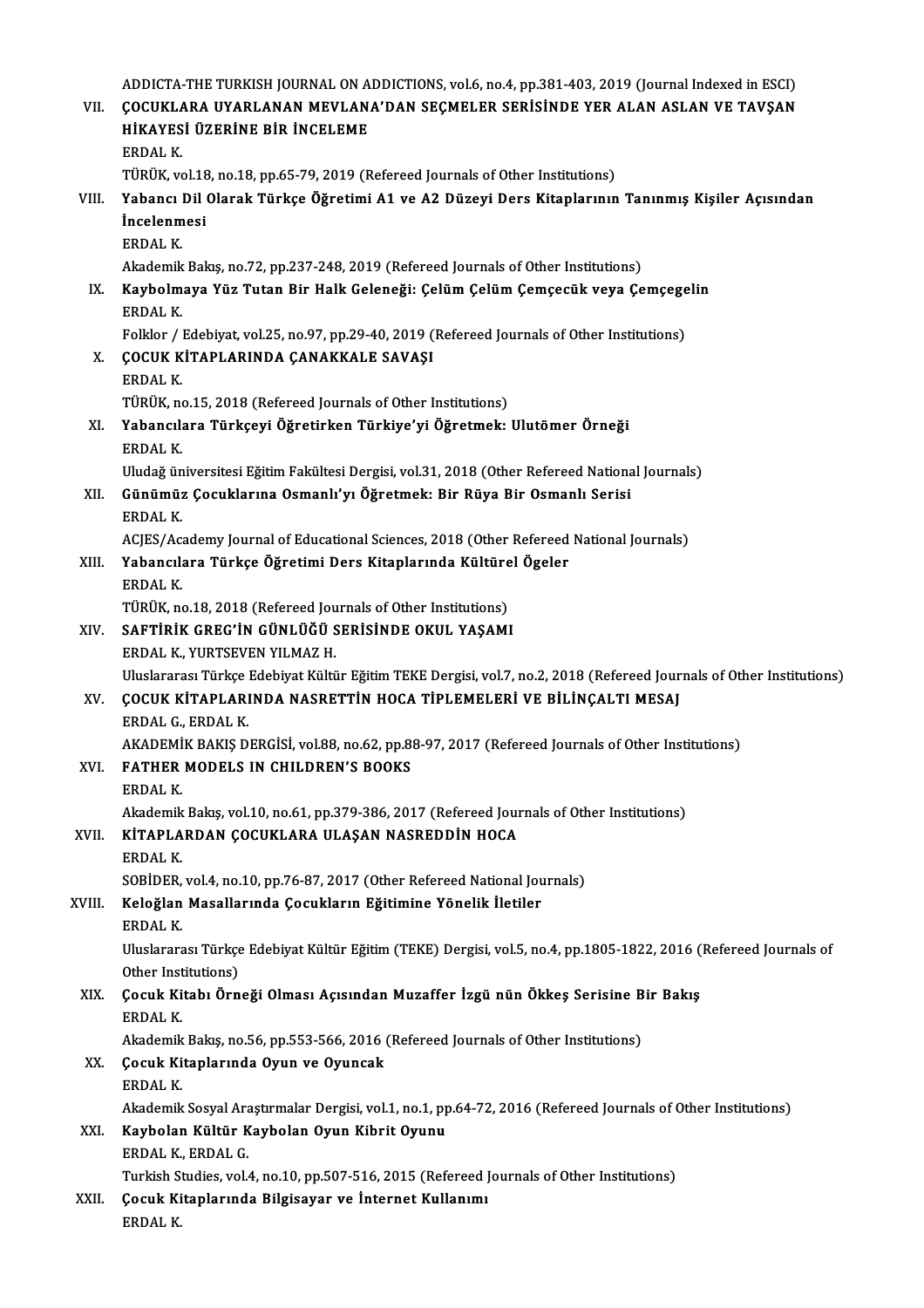ADDICTA-THE TURKISH JOURNAL ON ADDICTIONS, vol.6, no.4, pp.381-403, 2019 (Journal Indexed in ESCI)

VII. **ÇOCUKLARA UYARLANAN MEVLANA'DAN SEÇMELER SERİSİNDE YER ALAN ASLAN VE TAVŞAN HİKAYESİ ÜZERİNE BİR İNCELEME**
ERDAL K.
TÜRÜK, vol.18, no.18, pp.65-79, 2019 (Refereed Journals of Other Institutions)

VIII. **Yabancı Dil Olarak Türkçe Öğretimi A1 ve A2 Düzeyi Ders Kitaplarının Tanınmış Kişiler Açısından İncelenmesi**
ERDAL K.
Akademik Bakış, no.72, pp.237-248, 2019 (Refereed Journals of Other Institutions)

IX. **Kaybolmaya Yüz Tutan Bir Halk Geleneği: Çelüm Çelüm Çemçecük veya Çemçegelin**
ERDAL K.
Folklor / Edebiyat, vol.25, no.97, pp.29-40, 2019 (Refereed Journals of Other Institutions)

X. **ÇOCUK KİTAPLARINDA ÇANAKKALE SAVAŞI**
ERDAL K.
TÜRÜK, no.15, 2018 (Refereed Journals of Other Institutions)

XI. **Yabancılara Türkçeyi Öğretirken Türkiye'yi Öğretmek: Ulutömer Örneği**
ERDAL K.
Uludağ üniversitesi Eğitim Fakültesi Dergisi, vol.31, 2018 (Other Refereed National Journals)

XII. **Günümüz Çocuklarına Osmanlı'yı Öğretmek: Bir Rüya Bir Osmanlı Serisi**
ERDAL K.
ACJES/Academy Journal of Educational Sciences, 2018 (Other Refereed National Journals)

XIII. **Yabancılara Türkçe Öğretimi Ders Kitaplarında Kültürel Ögeler**
ERDAL K.
TÜRÜK, no.18, 2018 (Refereed Journals of Other Institutions)

XIV. **SAFTİRİK GREG'İN GÜNLÜĞÜ SERİSİNDE OKUL YAŞAMI**
ERDAL K., YURTSEVEN YILMAZ H.
Uluslararası Türkçe Edebiyat Kültür Eğitim TEKE Dergisi, vol.7, no.2, 2018 (Refereed Journals of Other Institutions)

XV. **ÇOCUK KİTAPLARINDA NASRETTİN HOCA TİPLEMELERİ VE BİLİNÇALTI MESAJ**
ERDAL G., ERDAL K.
AKADEMİK BAKIŞ DERGİSİ, vol.88, no.62, pp.88-97, 2017 (Refereed Journals of Other Institutions)

XVI. **FATHER MODELS IN CHILDREN'S BOOKS**
ERDAL K.
Akademik Bakış, vol.10, no.61, pp.379-386, 2017 (Refereed Journals of Other Institutions)

XVII. **KİTAPLARDAN ÇOCUKLARA ULAŞAN NASREDDİN HOCA**
ERDAL K.
SOBİDER, vol.4, no.10, pp.76-87, 2017 (Other Refereed National Journals)

XVIII. **Keloğlan Masallarında Çocukların Eğitimine Yönelik İletiler**
ERDAL K.
Uluslararası Türkçe Edebiyat Kültür Eğitim (TEKE) Dergisi, vol.5, no.4, pp.1805-1822, 2016 (Refereed Journals of Other Institutions)

XIX. **Çocuk Kitabı Örneği Olması Açısından Muzaffer İzgü nün Ökkeş Serisine Bir Bakış**
ERDAL K.
Akademik Bakış, no.56, pp.553-566, 2016 (Refereed Journals of Other Institutions)

XX. **Çocuk Kitaplarında Oyun ve Oyuncak**
ERDAL K.
Akademik Sosyal Araştırmalar Dergisi, vol.1, no.1, pp.64-72, 2016 (Refereed Journals of Other Institutions)

XXI. **Kaybolan Kültür Kaybolan Oyun Kibrit Oyunu**
ERDAL K., ERDAL G.
Turkish Studies, vol.4, no.10, pp.507-516, 2015 (Refereed Journals of Other Institutions)

XXII. **Çocuk Kitaplarında Bilgisayar ve İnternet Kullanımı**
ERDAL K.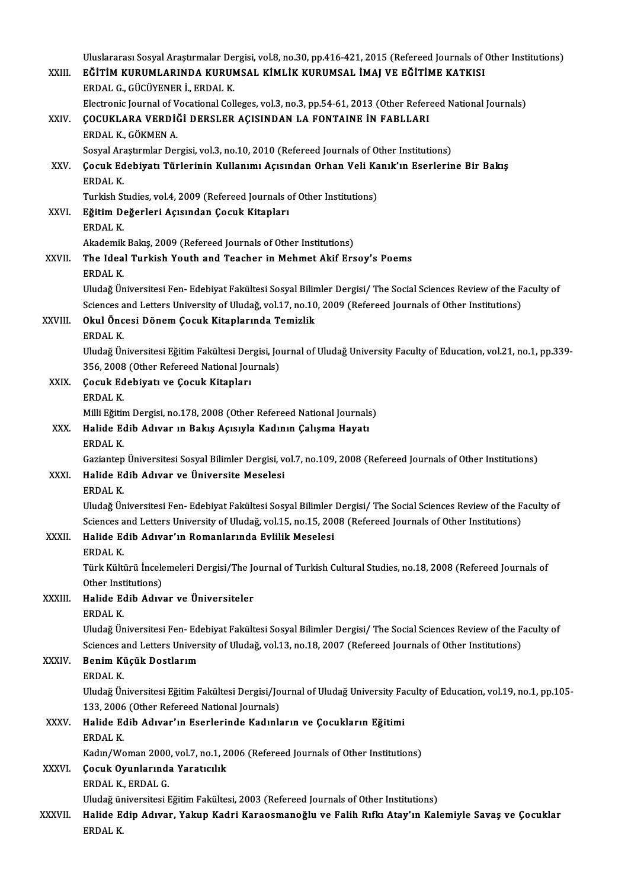Uluslararası Sosyal Araştırmalar Dergisi, vol.8, no.30, pp.416-421, 2015 (Refereed Journals of Other Institutions)

XXIII. **EĞİTİM KURUMLARINDA KURUMSAL KİMLİK KURUMSAL İMAJ VE EĞİTİME KATKISI**
ERDAL G., GÜCÜYENER İ., ERDAL K.
Electronic Journal of Vocational Colleges, vol.3, no.3, pp.54-61, 2013 (Other Refereed National Journals)

XXIV. **ÇOCUKLARA VERDİĞİ DERSLER AÇISINDAN LA FONTAINE İN FABLLARI**
ERDAL K., GÖKMEN A.
Sosyal Araştırmlar Dergisi, vol.3, no.10, 2010 (Refereed Journals of Other Institutions)

XXV. **Çocuk Edebiyatı Türlerinin Kullanımı Açısından Orhan Veli Kanık'ın Eserlerine Bir Bakış**
ERDAL K.
Turkish Studies, vol.4, 2009 (Refereed Journals of Other Institutions)

XXVI. **Eğitim Değerleri Açısından Çocuk Kitapları**
ERDAL K.
Akademik Bakış, 2009 (Refereed Journals of Other Institutions)

XXVII. **The Ideal Turkish Youth and Teacher in Mehmet Akif Ersoy's Poems**
ERDAL K.
Uludağ Üniversitesi Fen- Edebiyat Fakültesi Sosyal Bilimler Dergisi/ The Social Sciences Review of the Faculty of Sciences and Letters University of Uludağ, vol.17, no.10, 2009 (Refereed Journals of Other Institutions)

XXVIII. **Okul Öncesi Dönem Çocuk Kitaplarında Temizlik**
ERDAL K.
Uludağ Üniversitesi Eğitim Fakültesi Dergisi, Journal of Uludağ University Faculty of Education, vol.21, no.1, pp.339-356, 2008 (Other Refereed National Journals)

XXIX. **Çocuk Edebiyatı ve Çocuk Kitapları**
ERDAL K.
Milli Eğitim Dergisi, no.178, 2008 (Other Refereed National Journals)

XXX. **Halide Edib Adıvar ın Bakış Açısıyla Kadının Çalışma Hayatı**
ERDAL K.
Gaziantep Üniversitesi Sosyal Bilimler Dergisi, vol.7, no.109, 2008 (Refereed Journals of Other Institutions)

XXXI. **Halide Edib Adıvar ve Üniversite Meselesi**
ERDAL K.
Uludağ Üniversitesi Fen- Edebiyat Fakültesi Sosyal Bilimler Dergisi/ The Social Sciences Review of the Faculty of Sciences and Letters University of Uludağ, vol.15, no.15, 2008 (Refereed Journals of Other Institutions)

XXXII. **Halide Edib Adıvar'ın Romanlarında Evlilik Meselesi**
ERDAL K.
Türk Kültürü İncelemeleri Dergisi/The Journal of Turkish Cultural Studies, no.18, 2008 (Refereed Journals of Other Institutions)

XXXIII. **Halide Edib Adıvar ve Üniversiteler**
ERDAL K.
Uludağ Üniversitesi Fen- Edebiyat Fakültesi Sosyal Bilimler Dergisi/ The Social Sciences Review of the Faculty of Sciences and Letters University of Uludağ, vol.13, no.18, 2007 (Refereed Journals of Other Institutions)

XXXIV. **Benim Küçük Dostlarım**
ERDAL K.
Uludağ Üniversitesi Eğitim Fakültesi Dergisi/Journal of Uludağ University Faculty of Education, vol.19, no.1, pp.105-133, 2006 (Other Refereed National Journals)

XXXV. **Halide Edib Adıvar'ın Eserlerinde Kadınların ve Çocukların Eğitimi**
ERDAL K.
Kadın/Woman 2000, vol.7, no.1, 2006 (Refereed Journals of Other Institutions)

XXXVI. **Çocuk Oyunlarında Yaratıcılık**
ERDAL K., ERDAL G.
Uludağ üniversitesi Eğitim Fakültesi, 2003 (Refereed Journals of Other Institutions)

XXXVII. **Halide Edip Adıvar, Yakup Kadri Karaosmanoğlu ve Falih Rıfkı Atay'ın Kalemiyle Savaş ve Çocuklar**
ERDAL K.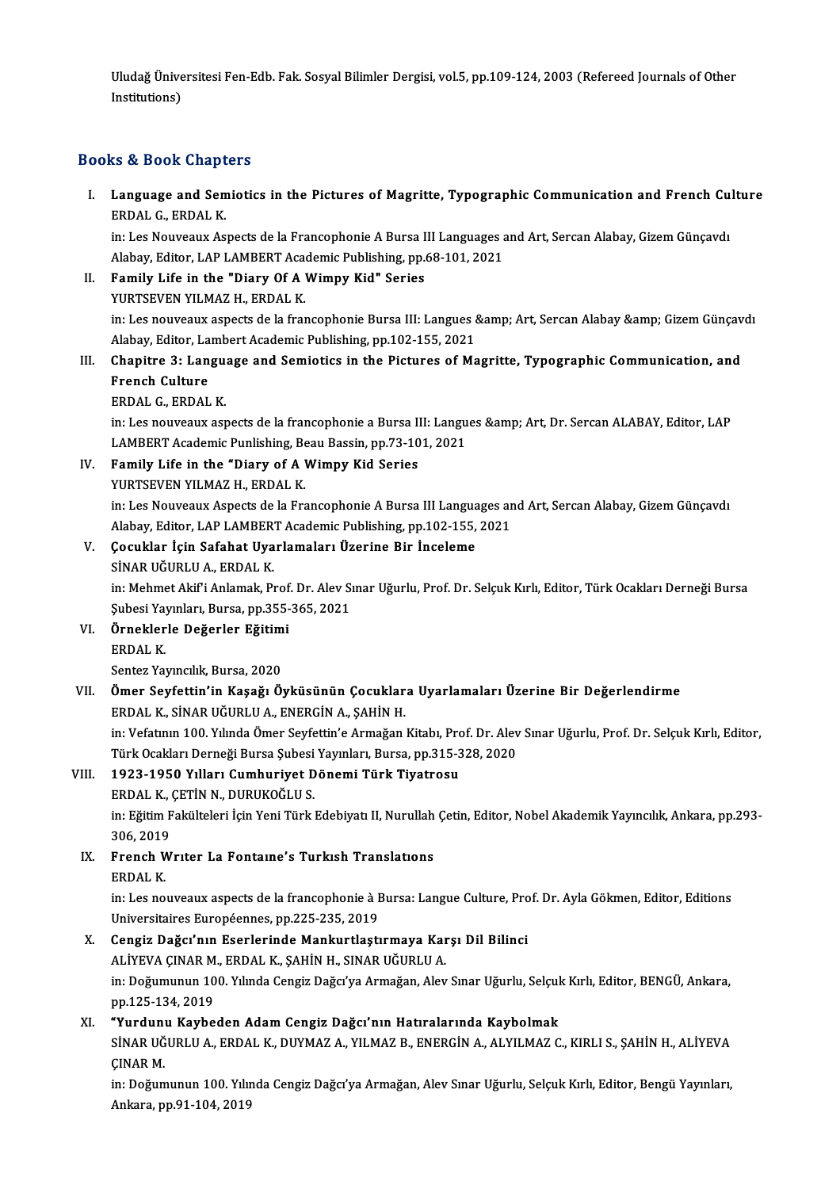Uludağ Üniversitesi Fen-Edb. Fak. Sosyal Bilimler Dergisi, vol.5, pp.109-124, 2003 (Refereed Journals of Other Institutions)

## Books & Book Chapters

I. **Language and Semiotics in the Pictures of Magritte, Typographic Communication and French Culture**
ERDAL G., ERDAL K.
in: Les Nouveaux Aspects de la Francophonie A Bursa III Languages and Art, Sercan Alabay, Gizem Günçavdı Alabay, Editor, LAP LAMBERT Academic Publishing, pp.68-101, 2021

II. **Family Life in the "Diary Of A Wimpy Kid" Series**
YURTSEVEN YILMAZ H., ERDAL K.
in: Les nouveaux aspects de la francophonie Bursa III: Langues &amp; Art, Sercan Alabay &amp; Gizem Günçavdı Alabay, Editor, Lambert Academic Publishing, pp.102-155, 2021

III. **Chapitre 3: Language and Semiotics in the Pictures of Magritte, Typographic Communication, and French Culture**
ERDAL G., ERDAL K.
in: Les nouveaux aspects de la francophonie a Bursa III: Langues &amp; Art, Dr. Sercan ALABAY, Editor, LAP LAMBERT Academic Punlishing, Beau Bassin, pp.73-101, 2021

IV. **Family Life in the "Diary of A Wimpy Kid Series**
YURTSEVEN YILMAZ H., ERDAL K.
in: Les Nouveaux Aspects de la Francophonie A Bursa III Languages and Art, Sercan Alabay, Gizem Günçavdı Alabay, Editor, LAP LAMBERT Academic Publishing, pp.102-155, 2021

V. **Çocuklar İçin Safahat Uyarlamaları Üzerine Bir İnceleme**
SİNAR UĞURLU A., ERDAL K.
in: Mehmet Akif'i Anlamak, Prof. Dr. Alev Sınar Uğurlu, Prof. Dr. Selçuk Kırlı, Editor, Türk Ocakları Derneği Bursa Şubesi Yayınları, Bursa, pp.355-365, 2021

VI. **Örneklerle Değerler Eğitimi**
ERDAL K.
Sentez Yayıncılık, Bursa, 2020

VII. **Ömer Seyfettin'in Kaşağı Öyküsünün Çocuklara Uyarlamaları Üzerine Bir Değerlendirme**
ERDAL K., SİNAR UĞURLU A., ENERGİN A., ŞAHİN H.
in: Vefatının 100. Yılında Ömer Seyfettin'e Armağan Kitabı, Prof. Dr. Alev Sınar Uğurlu, Prof. Dr. Selçuk Kırlı, Editor, Türk Ocakları Derneği Bursa Şubesi Yayınları, Bursa, pp.315-328, 2020

VIII. **1923-1950 Yılları Cumhuriyet Dönemi Türk Tiyatrosu**
ERDAL K., ÇETİN N., DURUKOĞLU S.
in: Eğitim Fakülteleri İçin Yeni Türk Edebiyatı II, Nurullah Çetin, Editor, Nobel Akademik Yayıncılık, Ankara, pp.293-306, 2019

IX. **French Wrıter La Fontaıne's Turkısh Translatıons**
ERDAL K.
in: Les nouveaux aspects de la francophonie à Bursa: Langue Culture, Prof. Dr. Ayla Gökmen, Editor, Editions Universitaires Européennes, pp.225-235, 2019

X. **Cengiz Dağcı'nın Eserlerinde Mankurtlaştırmaya Karşı Dil Bilinci**
ALİYEVA ÇINAR M., ERDAL K., ŞAHİN H., SINAR UĞURLU A.
in: Doğumunun 100. Yılında Cengiz Dağcı'ya Armağan, Alev Sınar Uğurlu, Selçuk Kırlı, Editor, BENGÜ, Ankara, pp.125-134, 2019

XI. **"Yurdunu Kaybeden Adam Cengiz Dağcı'nın Hatıralarında Kaybolmak**
SİNAR UĞURLU A., ERDAL K., DUYMAZ A., YILMAZ B., ENERGİN A., ALYILMAZ C., KIRLI S., ŞAHİN H., ALİYEVA ÇINAR M.
in: Doğumunun 100. Yılında Cengiz Dağcı'ya Armağan, Alev Sınar Uğurlu, Selçuk Kırlı, Editor, Bengü Yayınları, Ankara, pp.91-104, 2019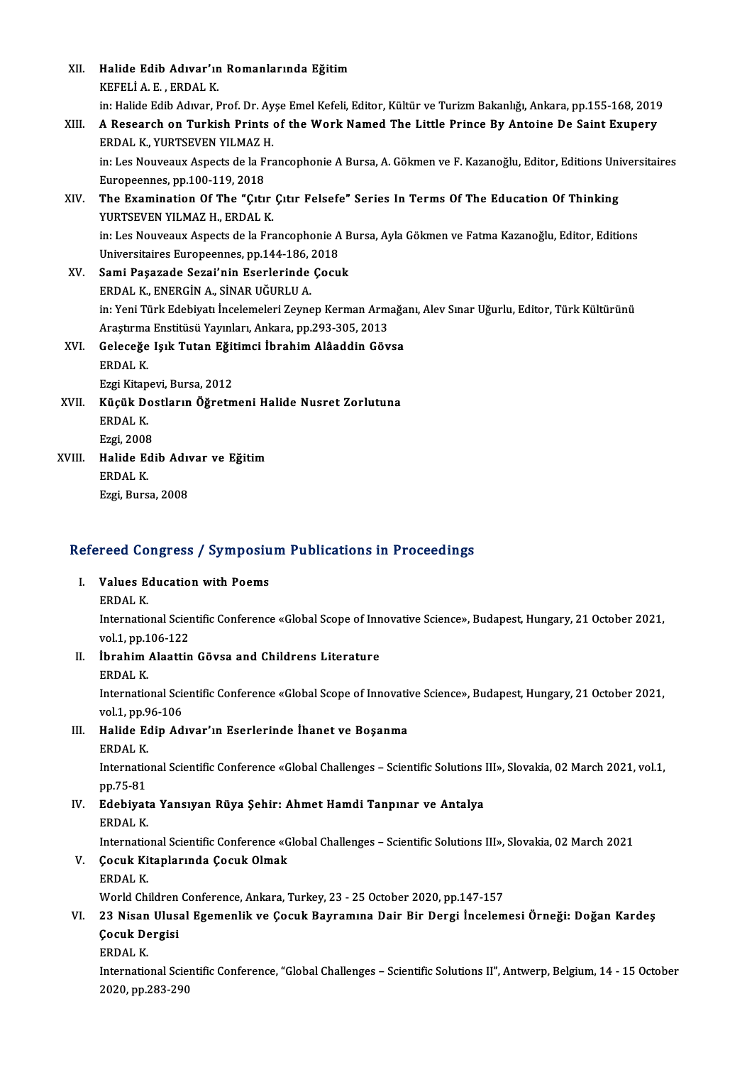XII. **Halide Edib Adıvar'ın Romanlarında Eğitim**
KEFELİ A. E. , ERDAL K.
in: Halide Edib Adıvar, Prof. Dr. Ayşe Emel Kefeli, Editor, Kültür ve Turizm Bakanlığı, Ankara, pp.155-168, 2019

XIII. **A Research on Turkish Prints of the Work Named The Little Prince By Antoine De Saint Exupery**
ERDAL K., YURTSEVEN YILMAZ H.
in: Les Nouveaux Aspects de la Francophonie A Bursa, A. Gökmen ve F. Kazanoğlu, Editor, Editions Universitaires Europeennes, pp.100-119, 2018

XIV. **The Examination Of The "Çıtır Çıtır Felsefe" Series In Terms Of The Education Of Thinking**
YURTSEVEN YILMAZ H., ERDAL K.
in: Les Nouveaux Aspects de la Francophonie A Bursa, Ayla Gökmen ve Fatma Kazanoğlu, Editor, Editions Universitaires Europeennes, pp.144-186, 2018

XV. **Sami Paşazade Sezai'nin Eserlerinde Çocuk**
ERDAL K., ENERGİN A., SİNAR UĞURLU A.
in: Yeni Türk Edebiyatı İncelemeleri Zeynep Kerman Armağanı, Alev Sınar Uğurlu, Editor, Türk Kültürünü Araştırma Enstitüsü Yayınları, Ankara, pp.293-305, 2013

XVI. **Geleceğe Işık Tutan Eğitimci İbrahim Alâaddin Gövsa**
ERDAL K.
Ezgi Kitapevi, Bursa, 2012

XVII. **Küçük Dostların Öğretmeni Halide Nusret Zorlutuna**
ERDAL K.
Ezgi, 2008

XVIII. **Halide Edib Adıvar ve Eğitim**
ERDAL K.
Ezgi, Bursa, 2008

## Refereed Congress / Symposium Publications in Proceedings

I. **Values Education with Poems**
ERDAL K.
International Scientific Conference «Global Scope of Innovative Science», Budapest, Hungary, 21 October 2021, vol.1, pp.106-122

II. **İbrahim Alaattin Gövsa and Childrens Literature**
ERDAL K.
International Scientific Conference «Global Scope of Innovative Science», Budapest, Hungary, 21 October 2021, vol.1, pp.96-106

III. **Halide Edip Adıvar'ın Eserlerinde İhanet ve Boşanma**
ERDAL K.
International Scientific Conference «Global Challenges – Scientific Solutions III», Slovakia, 02 March 2021, vol.1, pp.75-81

IV. **Edebiyata Yansıyan Rüya Şehir: Ahmet Hamdi Tanpınar ve Antalya**
ERDAL K.
International Scientific Conference «Global Challenges – Scientific Solutions III», Slovakia, 02 March 2021

V. **Çocuk Kitaplarında Çocuk Olmak**
ERDAL K.
World Children Conference, Ankara, Turkey, 23 - 25 October 2020, pp.147-157

VI. **23 Nisan Ulusal Egemenlik ve Çocuk Bayramına Dair Bir Dergi İncelemesi Örneği: Doğan Kardeş Çocuk Dergisi**
ERDAL K.
International Scientific Conference, "Global Challenges – Scientific Solutions II", Antwerp, Belgium, 14 - 15 October 2020, pp.283-290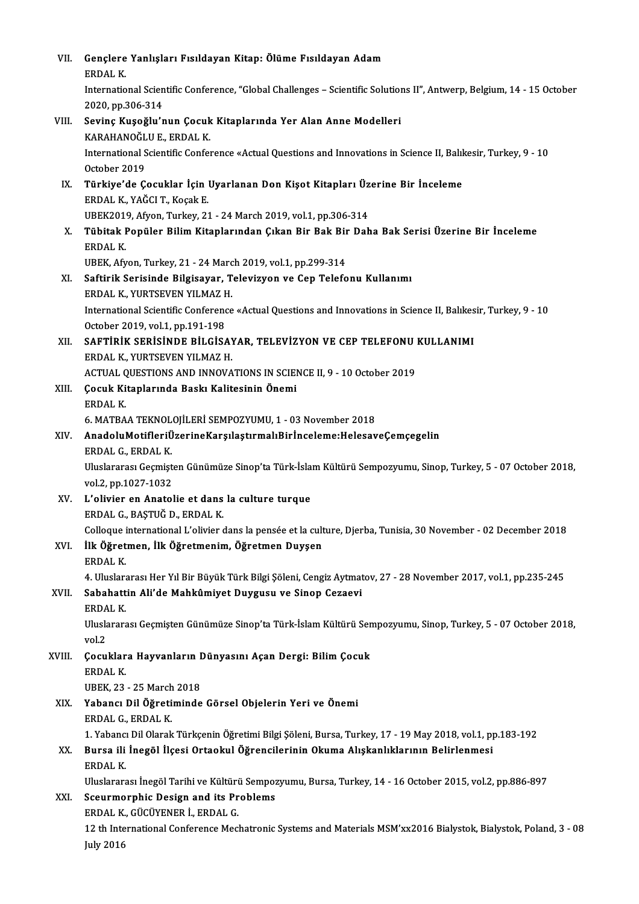VII. **Gençlere Yanlışları Fısıldayan Kitap: Ölüme Fısıldayan Adam**
ERDAL K.
International Scientific Conference, "Global Challenges – Scientific Solutions II", Antwerp, Belgium, 14 - 15 October 2020, pp.306-314

VIII. **Sevinç Kuşoğlu'nun Çocuk Kitaplarında Yer Alan Anne Modelleri**
KARAHANOĞLU E., ERDAL K.
International Scientific Conference «Actual Questions and Innovations in Science II, Balıkesir, Turkey, 9 - 10 October 2019

IX. **Türkiye'de Çocuklar İçin Uyarlanan Don Kişot Kitapları Üzerine Bir İnceleme**
ERDAL K., YAĞCI T., Koçak E.
UBEK2019, Afyon, Turkey, 21 - 24 March 2019, vol.1, pp.306-314

X. **Tübitak Popüler Bilim Kitaplarından Çıkan Bir Bak Bir Daha Bak Serisi Üzerine Bir İnceleme**
ERDAL K.
UBEK, Afyon, Turkey, 21 - 24 March 2019, vol.1, pp.299-314

XI. **Saftirik Serisinde Bilgisayar, Televizyon ve Cep Telefonu Kullanımı**
ERDAL K., YURTSEVEN YILMAZ H.
International Scientific Conference «Actual Questions and Innovations in Science II, Balıkesir, Turkey, 9 - 10 October 2019, vol.1, pp.191-198

XII. **SAFTİRİK SERİSİNDE BİLGİSAYAR, TELEVİZYON VE CEP TELEFONU KULLANIMI**
ERDAL K., YURTSEVEN YILMAZ H.
ACTUAL QUESTIONS AND INNOVATIONS IN SCIENCE II, 9 - 10 October 2019

XIII. **Çocuk Kitaplarında Baskı Kalitesinin Önemi**
ERDAL K.
6. MATBAA TEKNOLOJİLERİ SEMPOZYUMU, 1 - 03 November 2018

XIV. **AnadoluMotifleriÜzerineKarşılaştırmalıBirİnceleme:HelesaveÇemçegelin**
ERDAL G., ERDAL K.
Uluslararası Geçmişten Günümüze Sinop'ta Türk-İslam Kültürü Sempozyumu, Sinop, Turkey, 5 - 07 October 2018, vol.2, pp.1027-1032

XV. **L'olivier en Anatolie et dans la culture turque**
ERDAL G., BAŞTUĞ D., ERDAL K.
Colloque international L'olivier dans la pensée et la culture, Djerba, Tunisia, 30 November - 02 December 2018

XVI. **İlk Öğretmen, İlk Öğretmenim, Öğretmen Duyşen**
ERDAL K.
4. Uluslararası Her Yıl Bir Büyük Türk Bilgi Şöleni, Cengiz Aytmatov, 27 - 28 November 2017, vol.1, pp.235-245

XVII. **Sabahattin Ali'de Mahkûmiyet Duygusu ve Sinop Cezaevi**
ERDAL K.
Uluslararası Geçmişten Günümüze Sinop'ta Türk-İslam Kültürü Sempozyumu, Sinop, Turkey, 5 - 07 October 2018, vol.2

XVIII. **Çocuklara Hayvanların Dünyasını Açan Dergi: Bilim Çocuk**
ERDAL K.
UBEK, 23 - 25 March 2018

XIX. **Yabancı Dil Öğretiminde Görsel Objelerin Yeri ve Önemi**
ERDAL G., ERDAL K.
1. Yabancı Dil Olarak Türkçenin Öğretimi Bilgi Şöleni, Bursa, Turkey, 17 - 19 May 2018, vol.1, pp.183-192

XX. **Bursa ili İnegöl İlçesi Ortaokul Öğrencilerinin Okuma Alışkanlıklarının Belirlenmesi**
ERDAL K.
Uluslararası İnegöl Tarihi ve Kültürü Sempozyumu, Bursa, Turkey, 14 - 16 October 2015, vol.2, pp.886-897

XXI. **Sceurmorphic Design and its Problems**
ERDAL K., GÜCÜYENER İ., ERDAL G.
12 th International Conference Mechatronic Systems and Materials MSM'xx2016 Bialystok, Bialystok, Poland, 3 - 08 July 2016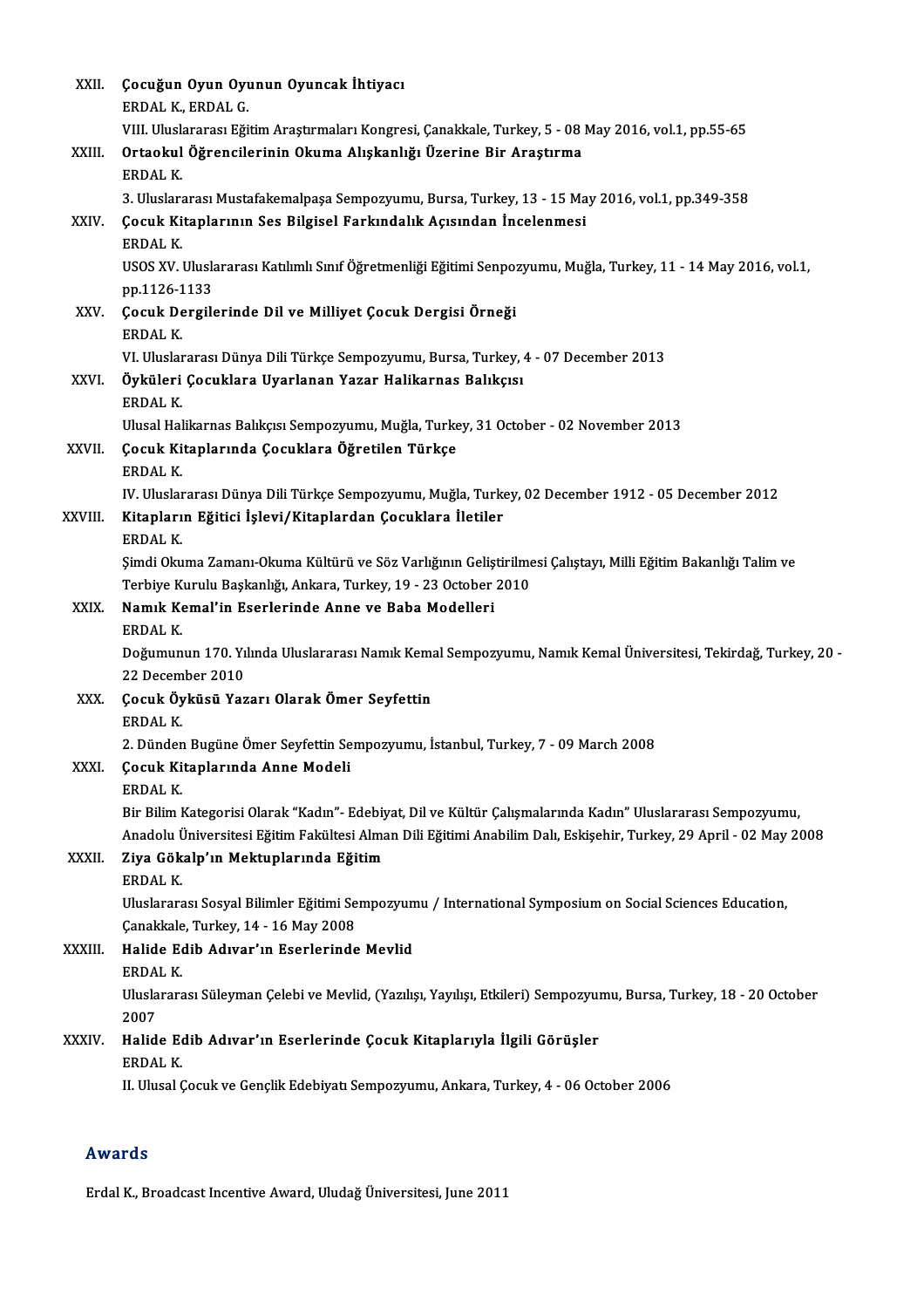XXII. **Çocuğun Oyun Oyunun Oyuncak İhtiyacı**
ERDAL K., ERDAL G.
VIII. Uluslararası Eğitim Araştırmaları Kongresi, Çanakkale, Turkey, 5 - 08 May 2016, vol.1, pp.55-65

XXIII. **Ortaokul Öğrencilerinin Okuma Alışkanlığı Üzerine Bir Araştırma**
ERDAL K.
3. Uluslararası Mustafakemalpaşa Sempozyumu, Bursa, Turkey, 13 - 15 May 2016, vol.1, pp.349-358

XXIV. **Çocuk Kitaplarının Ses Bilgisel Farkındalık Açısından İncelenmesi**
ERDAL K.
USOS XV. Uluslararası Katılımlı Sınıf Öğretmenliği Eğitimi Senpozyumu, Muğla, Turkey, 11 - 14 May 2016, vol.1, pp.1126-1133

XXV. **Çocuk Dergilerinde Dil ve Milliyet Çocuk Dergisi Örneği**
ERDAL K.
VI. Uluslararası Dünya Dili Türkçe Sempozyumu, Bursa, Turkey, 4 - 07 December 2013

XXVI. **Öyküleri Çocuklara Uyarlanan Yazar Halikarnas Balıkçısı**
ERDAL K.
Ulusal Halikarnas Balıkçısı Sempozyumu, Muğla, Turkey, 31 October - 02 November 2013

XXVII. **Çocuk Kitaplarında Çocuklara Öğretilen Türkçe**
ERDAL K.
IV. Uluslararası Dünya Dili Türkçe Sempozyumu, Muğla, Turkey, 02 December 1912 - 05 December 2012

XXVIII. **Kitapların Eğitici İşlevi/Kitaplardan Çocuklara İletiler**
ERDAL K.
Şimdi Okuma Zamanı-Okuma Kültürü ve Söz Varlığının Geliştirilmesi Çalıştayı, Milli Eğitim Bakanlığı Talim ve Terbiye Kurulu Başkanlığı, Ankara, Turkey, 19 - 23 October 2010

XXIX. **Namık Kemal'in Eserlerinde Anne ve Baba Modelleri**
ERDAL K.
Doğumunun 170. Yılında Uluslararası Namık Kemal Sempozyumu, Namık Kemal Üniversitesi, Tekirdağ, Turkey, 20 - 22 December 2010

XXX. **Çocuk Öyküsü Yazarı Olarak Ömer Seyfettin**
ERDAL K.
2. Dünden Bugüne Ömer Seyfettin Sempozyumu, İstanbul, Turkey, 7 - 09 March 2008

XXXI. **Çocuk Kitaplarında Anne Modeli**
ERDAL K.
Bir Bilim Kategorisi Olarak "Kadın"- Edebiyat, Dil ve Kültür Çalışmalarında Kadın" Uluslararası Sempozyumu, Anadolu Üniversitesi Eğitim Fakültesi Alman Dili Eğitimi Anabilim Dalı, Eskişehir, Turkey, 29 April - 02 May 2008

XXXII. **Ziya Gökalp'ın Mektuplarında Eğitim**
ERDAL K.
Uluslararası Sosyal Bilimler Eğitimi Sempozyumu / International Symposium on Social Sciences Education, Çanakkale, Turkey, 14 - 16 May 2008

XXXIII. **Halide Edib Adıvar'ın Eserlerinde Mevlid**
ERDAL K.
Uluslararası Süleyman Çelebi ve Mevlid, (Yazılışı, Yayılışı, Etkileri) Sempozyumu, Bursa, Turkey, 18 - 20 October 2007

XXXIV. **Halide Edib Adıvar'ın Eserlerinde Çocuk Kitaplarıyla İlgili Görüşler**
ERDAL K.
II. Ulusal Çocuk ve Gençlik Edebiyatı Sempozyumu, Ankara, Turkey, 4 - 06 October 2006

## Awards

Erdal K., Broadcast Incentive Award, Uludağ Üniversitesi, June 2011